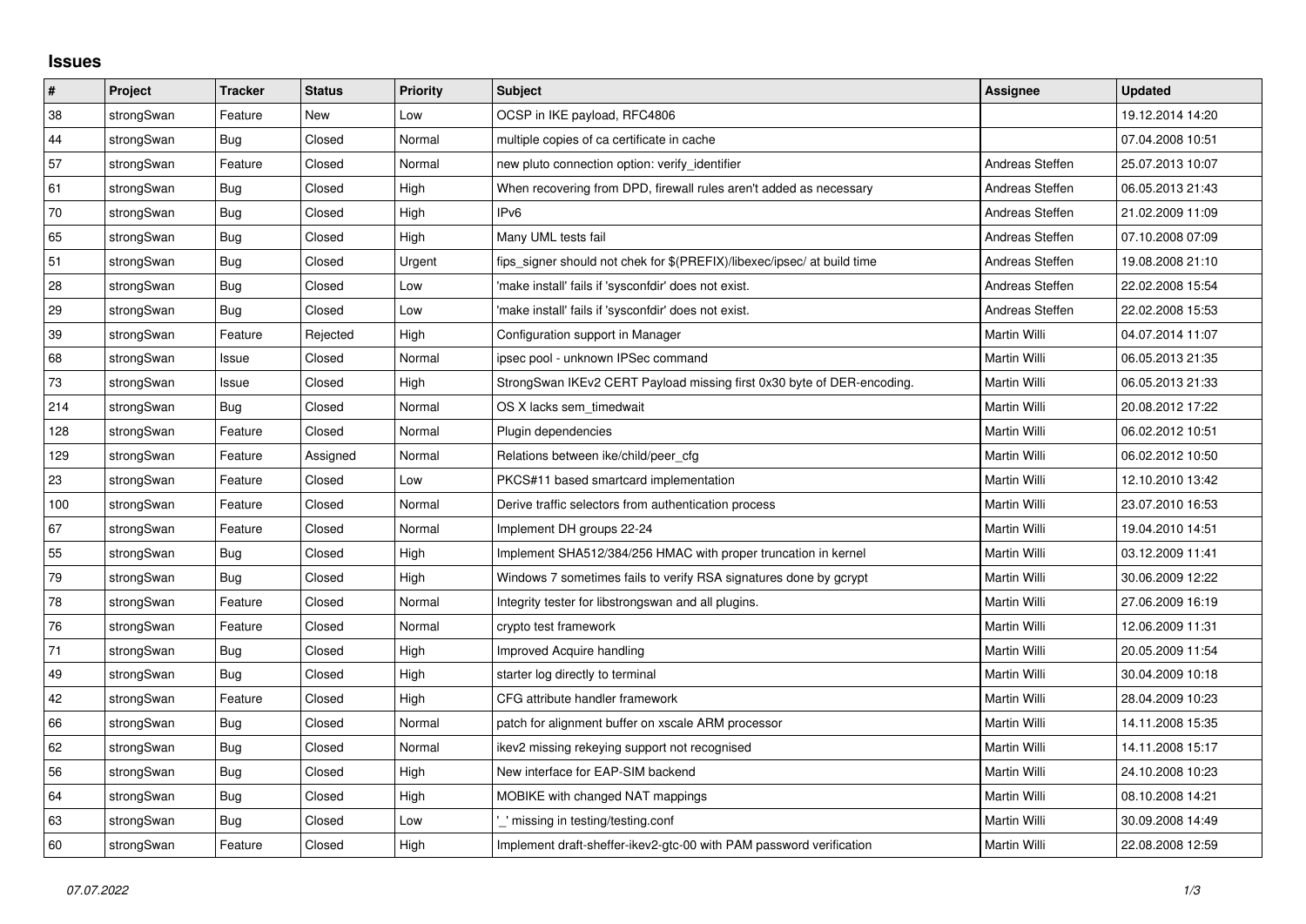## Issues

| # | Project | Tracker | Status | Priority | Subject | Assignee | Updated |
|---|---|---|---|---|---|---|---|
| 38 | strongSwan | Feature | New | Low | OCSP in IKE payload, RFC4806 | | 19.12.2014 14:20 |
| 44 | strongSwan | Bug | Closed | Normal | multiple copies of ca certificate in cache | | 07.04.2008 10:51 |
| 57 | strongSwan | Feature | Closed | Normal | new pluto connection option: verify_identifier | Andreas Steffen | 25.07.2013 10:07 |
| 61 | strongSwan | Bug | Closed | High | When recovering from DPD, firewall rules aren't added as necessary | Andreas Steffen | 06.05.2013 21:43 |
| 70 | strongSwan | Bug | Closed | High | IPv6 | Andreas Steffen | 21.02.2009 11:09 |
| 65 | strongSwan | Bug | Closed | High | Many UML tests fail | Andreas Steffen | 07.10.2008 07:09 |
| 51 | strongSwan | Bug | Closed | Urgent | fips_signer should not chek for $(PREFIX)/libexec/ipsec/ at build time | Andreas Steffen | 19.08.2008 21:10 |
| 28 | strongSwan | Bug | Closed | Low | 'make install' fails if 'sysconfdir' does not exist. | Andreas Steffen | 22.02.2008 15:54 |
| 29 | strongSwan | Bug | Closed | Low | 'make install' fails if 'sysconfdir' does not exist. | Andreas Steffen | 22.02.2008 15:53 |
| 39 | strongSwan | Feature | Rejected | High | Configuration support in Manager | Martin Willi | 04.07.2014 11:07 |
| 68 | strongSwan | Issue | Closed | Normal | ipsec pool - unknown IPSec command | Martin Willi | 06.05.2013 21:35 |
| 73 | strongSwan | Issue | Closed | High | StrongSwan IKEv2 CERT Payload missing first 0x30 byte of DER-encoding. | Martin Willi | 06.05.2013 21:33 |
| 214 | strongSwan | Bug | Closed | Normal | OS X lacks sem_timedwait | Martin Willi | 20.08.2012 17:22 |
| 128 | strongSwan | Feature | Closed | Normal | Plugin dependencies | Martin Willi | 06.02.2012 10:51 |
| 129 | strongSwan | Feature | Assigned | Normal | Relations between ike/child/peer_cfg | Martin Willi | 06.02.2012 10:50 |
| 23 | strongSwan | Feature | Closed | Low | PKCS#11 based smartcard implementation | Martin Willi | 12.10.2010 13:42 |
| 100 | strongSwan | Feature | Closed | Normal | Derive traffic selectors from authentication process | Martin Willi | 23.07.2010 16:53 |
| 67 | strongSwan | Feature | Closed | Normal | Implement DH groups 22-24 | Martin Willi | 19.04.2010 14:51 |
| 55 | strongSwan | Bug | Closed | High | Implement SHA512/384/256 HMAC with proper truncation in kernel | Martin Willi | 03.12.2009 11:41 |
| 79 | strongSwan | Bug | Closed | High | Windows 7 sometimes fails to verify RSA signatures done by gcrypt | Martin Willi | 30.06.2009 12:22 |
| 78 | strongSwan | Feature | Closed | Normal | Integrity tester for libstrongswan and all plugins. | Martin Willi | 27.06.2009 16:19 |
| 76 | strongSwan | Feature | Closed | Normal | crypto test framework | Martin Willi | 12.06.2009 11:31 |
| 71 | strongSwan | Bug | Closed | High | Improved Acquire handling | Martin Willi | 20.05.2009 11:54 |
| 49 | strongSwan | Bug | Closed | High | starter log directly to terminal | Martin Willi | 30.04.2009 10:18 |
| 42 | strongSwan | Feature | Closed | High | CFG attribute handler framework | Martin Willi | 28.04.2009 10:23 |
| 66 | strongSwan | Bug | Closed | Normal | patch for alignment buffer on xscale ARM processor | Martin Willi | 14.11.2008 15:35 |
| 62 | strongSwan | Bug | Closed | Normal | ikev2 missing rekeying support not recognised | Martin Willi | 14.11.2008 15:17 |
| 56 | strongSwan | Bug | Closed | High | New interface for EAP-SIM backend | Martin Willi | 24.10.2008 10:23 |
| 64 | strongSwan | Bug | Closed | High | MOBIKE with changed NAT mappings | Martin Willi | 08.10.2008 14:21 |
| 63 | strongSwan | Bug | Closed | Low | '_' missing in testing/testing.conf | Martin Willi | 30.09.2008 14:49 |
| 60 | strongSwan | Feature | Closed | High | Implement draft-sheffer-ikev2-gtc-00 with PAM password verification | Martin Willi | 22.08.2008 12:59 |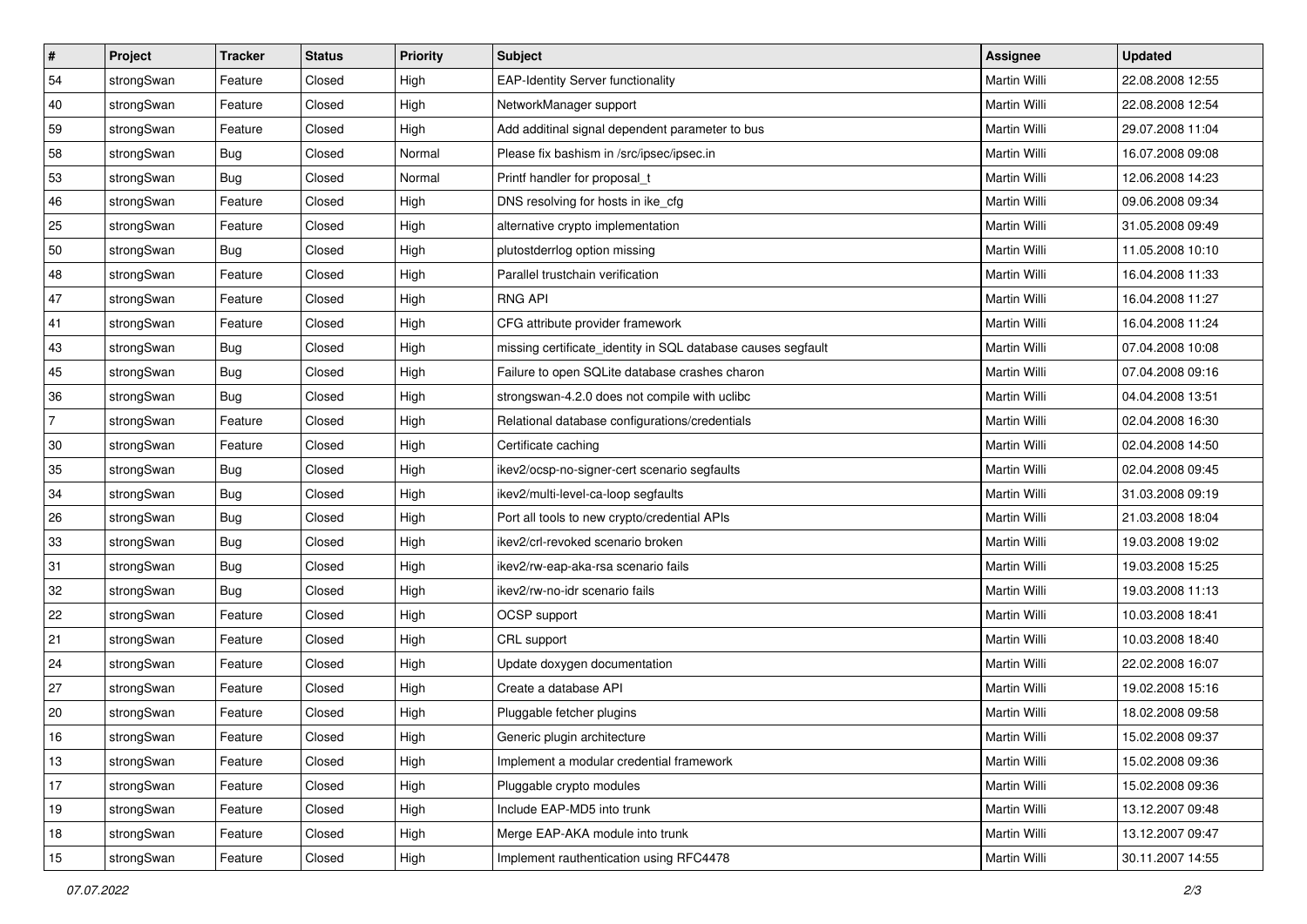| # | Project | Tracker | Status | Priority | Subject | Assignee | Updated |
|---|---|---|---|---|---|---|---|
| 54 | strongSwan | Feature | Closed | High | EAP-Identity Server functionality | Martin Willi | 22.08.2008 12:55 |
| 40 | strongSwan | Feature | Closed | High | NetworkManager support | Martin Willi | 22.08.2008 12:54 |
| 59 | strongSwan | Feature | Closed | High | Add additinal signal dependent parameter to bus | Martin Willi | 29.07.2008 11:04 |
| 58 | strongSwan | Bug | Closed | Normal | Please fix bashism in /src/ipsec/ipsec.in | Martin Willi | 16.07.2008 09:08 |
| 53 | strongSwan | Bug | Closed | Normal | Printf handler for proposal_t | Martin Willi | 12.06.2008 14:23 |
| 46 | strongSwan | Feature | Closed | High | DNS resolving for hosts in ike_cfg | Martin Willi | 09.06.2008 09:34 |
| 25 | strongSwan | Feature | Closed | High | alternative crypto implementation | Martin Willi | 31.05.2008 09:49 |
| 50 | strongSwan | Bug | Closed | High | plutostderrlog option missing | Martin Willi | 11.05.2008 10:10 |
| 48 | strongSwan | Feature | Closed | High | Parallel trustchain verification | Martin Willi | 16.04.2008 11:33 |
| 47 | strongSwan | Feature | Closed | High | RNG API | Martin Willi | 16.04.2008 11:27 |
| 41 | strongSwan | Feature | Closed | High | CFG attribute provider framework | Martin Willi | 16.04.2008 11:24 |
| 43 | strongSwan | Bug | Closed | High | missing certificate_identity in SQL database causes segfault | Martin Willi | 07.04.2008 10:08 |
| 45 | strongSwan | Bug | Closed | High | Failure to open SQLite database crashes charon | Martin Willi | 07.04.2008 09:16 |
| 36 | strongSwan | Bug | Closed | High | strongswan-4.2.0 does not compile with uclibc | Martin Willi | 04.04.2008 13:51 |
| 7 | strongSwan | Feature | Closed | High | Relational database configurations/credentials | Martin Willi | 02.04.2008 16:30 |
| 30 | strongSwan | Feature | Closed | High | Certificate caching | Martin Willi | 02.04.2008 14:50 |
| 35 | strongSwan | Bug | Closed | High | ikev2/ocsp-no-signer-cert scenario segfaults | Martin Willi | 02.04.2008 09:45 |
| 34 | strongSwan | Bug | Closed | High | ikev2/multi-level-ca-loop segfaults | Martin Willi | 31.03.2008 09:19 |
| 26 | strongSwan | Bug | Closed | High | Port all tools to new crypto/credential APIs | Martin Willi | 21.03.2008 18:04 |
| 33 | strongSwan | Bug | Closed | High | ikev2/crl-revoked scenario broken | Martin Willi | 19.03.2008 19:02 |
| 31 | strongSwan | Bug | Closed | High | ikev2/rw-eap-aka-rsa scenario fails | Martin Willi | 19.03.2008 15:25 |
| 32 | strongSwan | Bug | Closed | High | ikev2/rw-no-idr scenario fails | Martin Willi | 19.03.2008 11:13 |
| 22 | strongSwan | Feature | Closed | High | OCSP support | Martin Willi | 10.03.2008 18:41 |
| 21 | strongSwan | Feature | Closed | High | CRL support | Martin Willi | 10.03.2008 18:40 |
| 24 | strongSwan | Feature | Closed | High | Update doxygen documentation | Martin Willi | 22.02.2008 16:07 |
| 27 | strongSwan | Feature | Closed | High | Create a database API | Martin Willi | 19.02.2008 15:16 |
| 20 | strongSwan | Feature | Closed | High | Pluggable fetcher plugins | Martin Willi | 18.02.2008 09:58 |
| 16 | strongSwan | Feature | Closed | High | Generic plugin architecture | Martin Willi | 15.02.2008 09:37 |
| 13 | strongSwan | Feature | Closed | High | Implement a modular credential framework | Martin Willi | 15.02.2008 09:36 |
| 17 | strongSwan | Feature | Closed | High | Pluggable crypto modules | Martin Willi | 15.02.2008 09:36 |
| 19 | strongSwan | Feature | Closed | High | Include EAP-MD5 into trunk | Martin Willi | 13.12.2007 09:48 |
| 18 | strongSwan | Feature | Closed | High | Merge EAP-AKA module into trunk | Martin Willi | 13.12.2007 09:47 |
| 15 | strongSwan | Feature | Closed | High | Implement rauthentication using RFC4478 | Martin Willi | 30.11.2007 14:55 |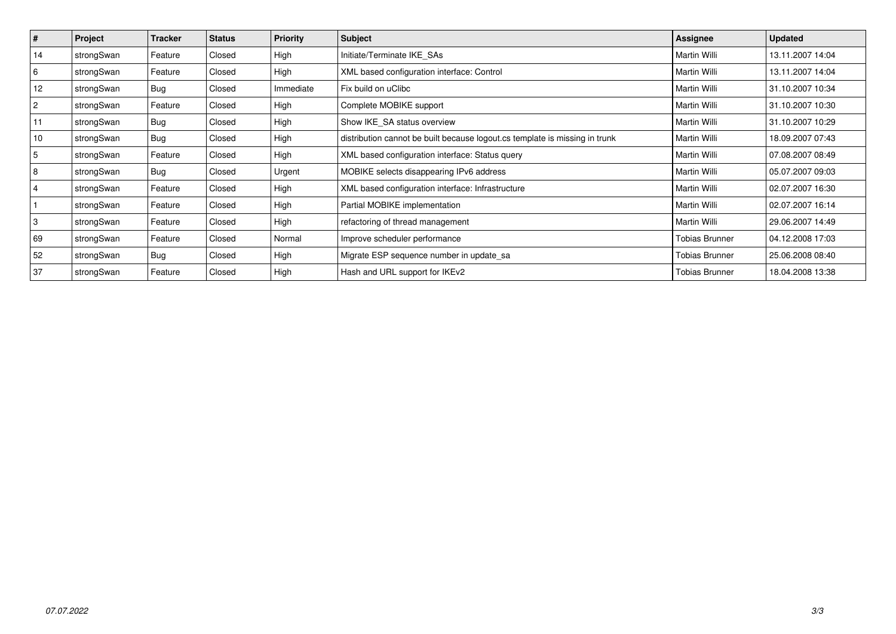| # | Project | Tracker | Status | Priority | Subject | Assignee | Updated |
|---|---|---|---|---|---|---|---|
| 14 | strongSwan | Feature | Closed | High | Initiate/Terminate IKE_SAs | Martin Willi | 13.11.2007 14:04 |
| 6 | strongSwan | Feature | Closed | High | XML based configuration interface: Control | Martin Willi | 13.11.2007 14:04 |
| 12 | strongSwan | Bug | Closed | Immediate | Fix build on uClibc | Martin Willi | 31.10.2007 10:34 |
| 2 | strongSwan | Feature | Closed | High | Complete MOBIKE support | Martin Willi | 31.10.2007 10:30 |
| 11 | strongSwan | Bug | Closed | High | Show IKE_SA status overview | Martin Willi | 31.10.2007 10:29 |
| 10 | strongSwan | Bug | Closed | High | distribution cannot be built because logout.cs template is missing in trunk | Martin Willi | 18.09.2007 07:43 |
| 5 | strongSwan | Feature | Closed | High | XML based configuration interface: Status query | Martin Willi | 07.08.2007 08:49 |
| 8 | strongSwan | Bug | Closed | Urgent | MOBIKE selects disappearing IPv6 address | Martin Willi | 05.07.2007 09:03 |
| 4 | strongSwan | Feature | Closed | High | XML based configuration interface: Infrastructure | Martin Willi | 02.07.2007 16:30 |
| 1 | strongSwan | Feature | Closed | High | Partial MOBIKE implementation | Martin Willi | 02.07.2007 16:14 |
| 3 | strongSwan | Feature | Closed | High | refactoring of thread management | Martin Willi | 29.06.2007 14:49 |
| 69 | strongSwan | Feature | Closed | Normal | Improve scheduler performance | Tobias Brunner | 04.12.2008 17:03 |
| 52 | strongSwan | Bug | Closed | High | Migrate ESP sequence number in update_sa | Tobias Brunner | 25.06.2008 08:40 |
| 37 | strongSwan | Feature | Closed | High | Hash and URL support for IKEv2 | Tobias Brunner | 18.04.2008 13:38 |